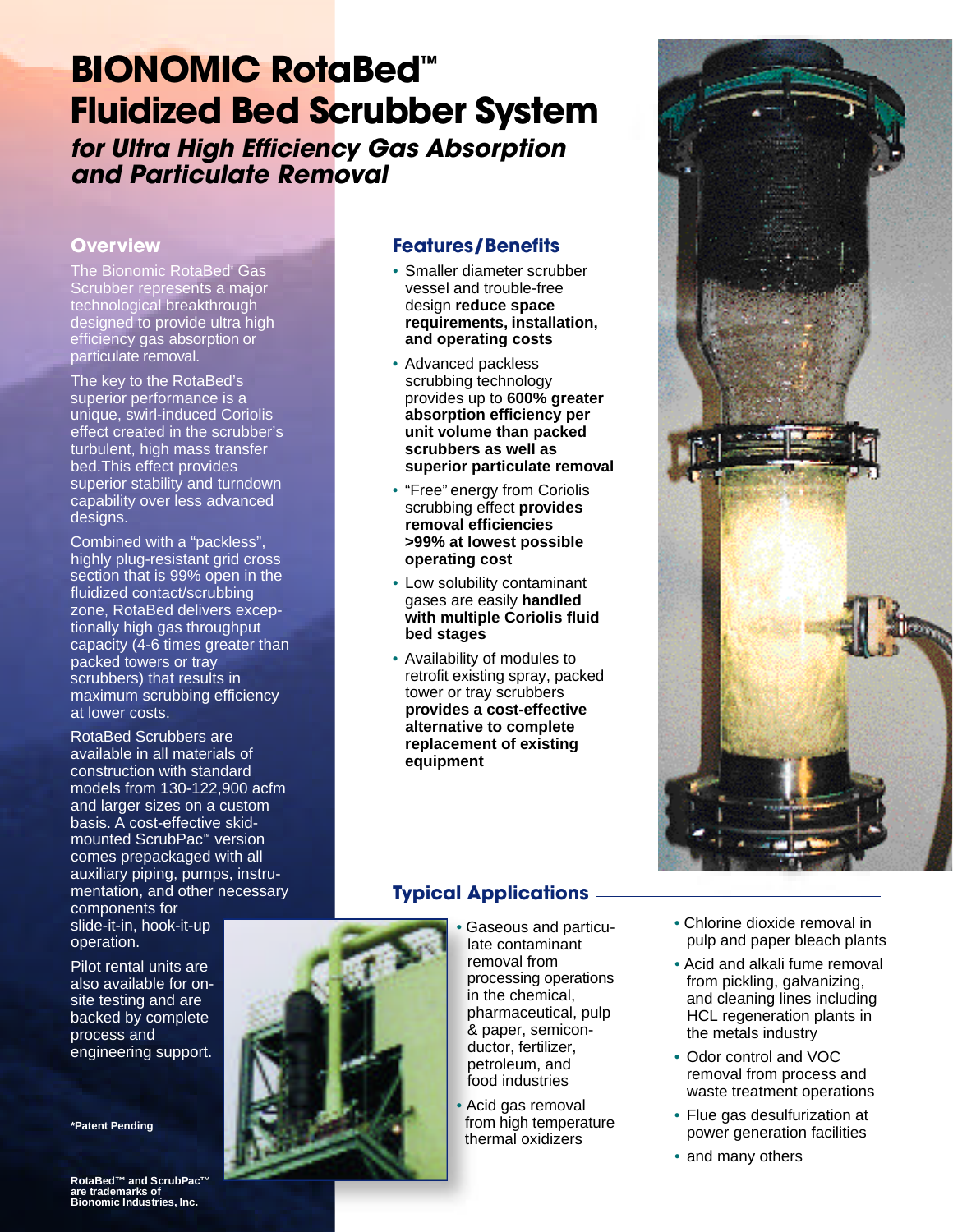# BIONOMIC RotaBed™ Fluidized Bed Scrubber System

### *for Ultra High Efficiency Gas Absorption and Particulate Removal*

## Overview

The Bionomic RotaBed* Gas Scrubber represents a major technological breakthrough designed to provide ultra high efficiency gas absorption or particulate removal.

The key to the RotaBed's superior performance is a unique, swirl-induced Coriolis effect created in the scrubber's turbulent, high mass transfer bed. This effect provides superior stability and turndown capability over less advanced designs.

Combined with a "packless", highly plug-resistant grid cross section that is 99% open in the fluidized contact/scrubbing zone, RotaBed delivers exceptionally high gas throughput capacity (4-6 times greater than packed towers or tray scrubbers) that results in maximum scrubbing efficiency at lower costs.

RotaBed Scrubbers are available in all materials of construction with standard models from 130-122,900 acfm and larger sizes on a custom basis. A cost-effective skid-mounted ScrubPac™ version comes prepackaged with all auxiliary piping, pumps, instrumentation, and other necessary components for slide-it-in, hook-it-up operation.

Pilot rental units are also available for on-site testing and are backed by complete process and engineering support.

**\*Patent Pending**

**RotaBed™ and ScrubPac™ are trademarks of Bionomic Industries, Inc.**

## Features/Benefits

- Smaller diameter scrubber vessel and trouble-free design **reduce space requirements, installation, and operating costs**
- Advanced packless scrubbing technology provides up to **600% greater absorption efficiency per unit volume than packed scrubbers as well as superior particulate removal**
- "Free" energy from Coriolis scrubbing effect **provides removal efficiencies >99% at lowest possible operating cost**
- Low solubility contaminant gases are easily **handled with multiple Coriolis fluid bed stages**
- Availability of modules to retrofit existing spray, packed tower or tray scrubbers **provides a cost-effective alternative to complete replacement of existing equipment**

## Typical Applications

- Gaseous and particulate contaminant removal from processing operations in the chemical, pharmaceutical, pulp & paper, semiconductor, fertilizer, petroleum, and food industries
- Acid gas removal from high temperature thermal oxidizers
- Chlorine dioxide removal in pulp and paper bleach plants
- Acid and alkali fume removal from pickling, galvanizing, and cleaning lines including HCL regeneration plants in the metals industry
- Odor control and VOC removal from process and waste treatment operations
- Flue gas desulfurization at power generation facilities
- and many others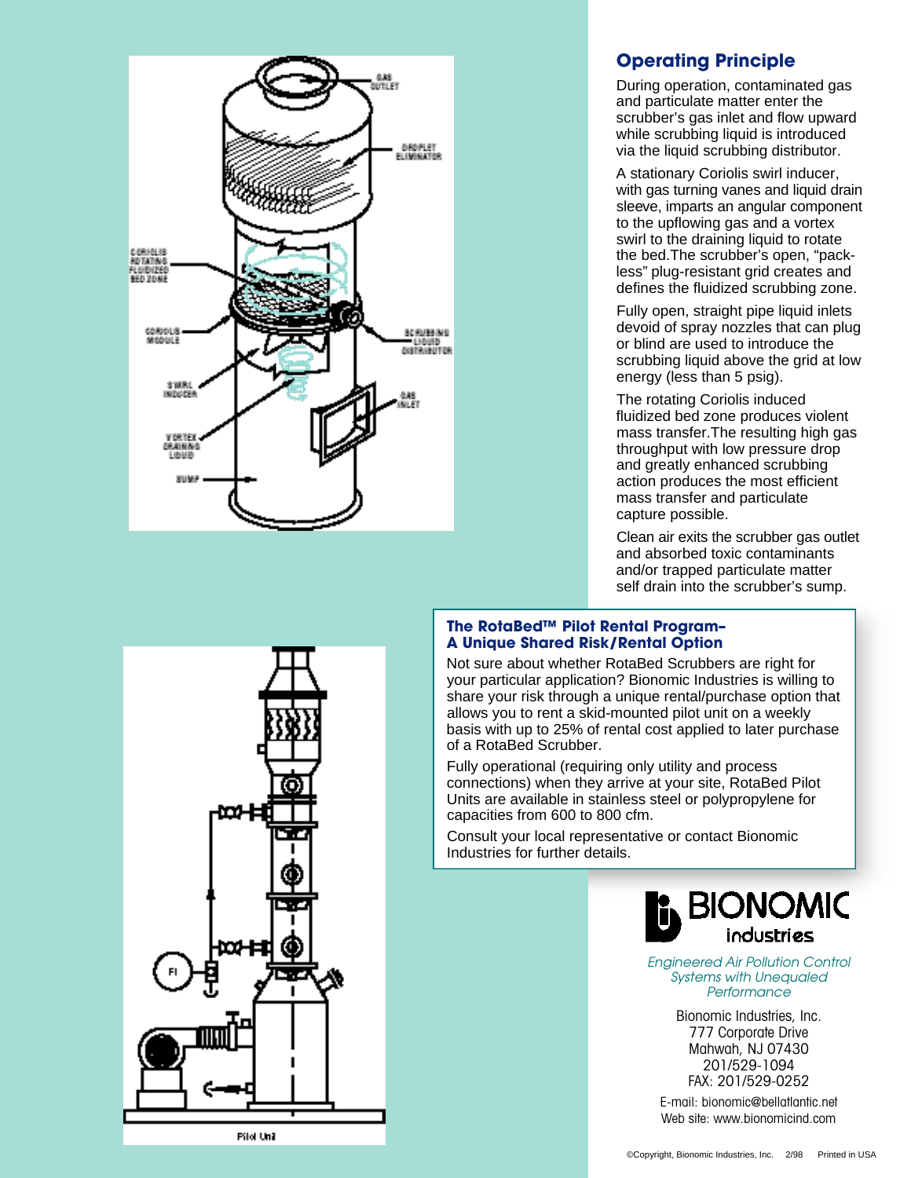GAS OUTLET

DROPLET ELIMINATOR

CORIOLIS ROTATING FLUIDIZED BED ZONE

CORIOLIS MODULE

SCRUBBING LIQUID DISTRIBUTOR

SWIRL INDUCER

GAS INLET

VORTEX DRAINING LIQUID

SUMP

## Operating Principle

During operation, contaminated gas and particulate matter enter the scrubber's gas inlet and flow upward while scrubbing liquid is introduced via the liquid scrubbing distributor.

A stationary Coriolis swirl inducer, with gas turning vanes and liquid drain sleeve, imparts an angular component to the upflowing gas and a vortex swirl to the draining liquid to rotate the bed.The scrubber's open, "packless" plug-resistant grid creates and defines the fluidized scrubbing zone.

Fully open, straight pipe liquid inlets devoid of spray nozzles that can plug or blind are used to introduce the scrubbing liquid above the grid at low energy (less than 5 psig).

The rotating Coriolis induced fluidized bed zone produces violent mass transfer.The resulting high gas throughput with low pressure drop and greatly enhanced scrubbing action produces the most efficient mass transfer and particulate capture possible.

Clean air exits the scrubber gas outlet and absorbed toxic contaminants and/or trapped particulate matter self drain into the scrubber's sump.

FI

Pilot Unit

### The RotaBed™ Pilot Rental Program– A Unique Shared Risk/Rental Option

Not sure whether RotaBed Scrubbers are right for your particular application? Bionomic Industries is willing to share your risk through a unique rental/purchase option that allows you to rent a skid-mounted pilot unit on a weekly basis with up to 25% of rental cost applied to later purchase of a RotaBed Scrubber.

Fully operational (requiring only utility and process connections) when they arrive at your site, RotaBed Pilot Units are available in stainless steel or polypropylene for capacities from 600 to 800 cfm.

Consult your local representative or contact Bionomic Industries for further details.

BIONOMIC industries

*Engineered Air Pollution Control Systems with Unequaled Performance*

Bionomic Industries, Inc.
777 Corporate Drive
Mahwah, NJ 07430
201/529-1094
FAX: 201/529-0252

E-mail: bionomic@bellatlantic.net
Web site: www.bionomicind.com

©Copyright, Bionomic Industries, Inc. 2/98 Printed in USA